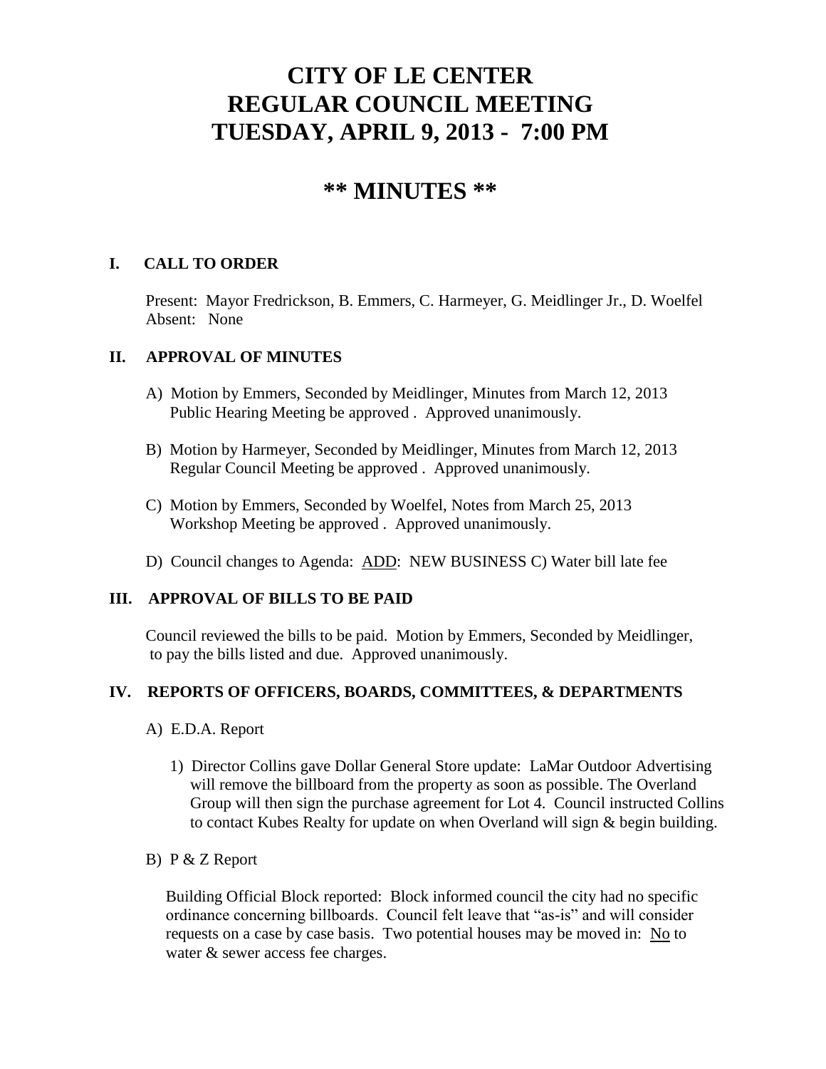# CITY OF LE CENTER
# REGULAR COUNCIL MEETING
# TUESDAY, APRIL 9, 2013 - 7:00 PM

## ** MINUTES **

### I. CALL TO ORDER

Present: Mayor Fredrickson, B. Emmers, C. Harmeyer, G. Meidlinger Jr., D. Woelfel
Absent: None

### II. APPROVAL OF MINUTES

A) Motion by Emmers, Seconded by Meidlinger, Minutes from March 12, 2013 Public Hearing Meeting be approved . Approved unanimously.

B) Motion by Harmeyer, Seconded by Meidlinger, Minutes from March 12, 2013 Regular Council Meeting be approved . Approved unanimously.

C) Motion by Emmers, Seconded by Woelfel, Notes from March 25, 2013 Workshop Meeting be approved . Approved unanimously.

D) Council changes to Agenda: <u>ADD</u>: NEW BUSINESS C) Water bill late fee

### III. APPROVAL OF BILLS TO BE PAID

Council reviewed the bills to be paid. Motion by Emmers, Seconded by Meidlinger, to pay the bills listed and due. Approved unanimously.

### IV. REPORTS OF OFFICERS, BOARDS, COMMITTEES, & DEPARTMENTS

A) E.D.A. Report

1) Director Collins gave Dollar General Store update: LaMar Outdoor Advertising will remove the billboard from the property as soon as possible. The Overland Group will then sign the purchase agreement for Lot 4. Council instructed Collins to contact Kubes Realty for update on when Overland will sign & begin building.

B) P & Z Report

Building Official Block reported: Block informed council the city had no specific ordinance concerning billboards. Council felt leave that "as-is" and will consider requests on a case by case basis. Two potential houses may be moved in: <u>No</u> to water & sewer access fee charges.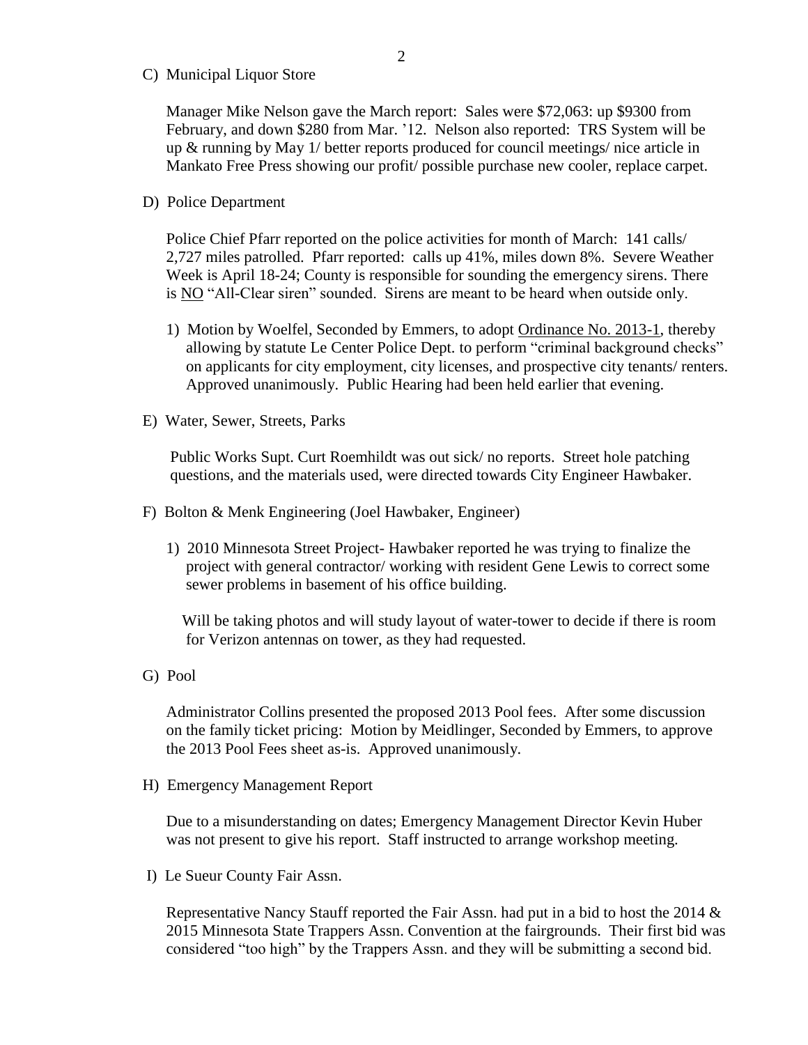C) Municipal Liquor Store

Manager Mike Nelson gave the March report: Sales were $72,063: up $9300 from February, and down $280 from Mar. '12. Nelson also reported: TRS System will be up & running by May 1/ better reports produced for council meetings/ nice article in Mankato Free Press showing our profit/ possible purchase new cooler, replace carpet.

D) Police Department

Police Chief Pfarr reported on the police activities for month of March: 141 calls/ 2,727 miles patrolled. Pfarr reported: calls up 41%, miles down 8%. Severe Weather Week is April 18-24; County is responsible for sounding the emergency sirens. There is <u>NO</u> "All-Clear siren" sounded. Sirens are meant to be heard when outside only.

1) Motion by Woelfel, Seconded by Emmers, to adopt <u>Ordinance No. 2013-1</u>, thereby allowing by statute Le Center Police Dept. to perform "criminal background checks" on applicants for city employment, city licenses, and prospective city tenants/ renters. Approved unanimously. Public Hearing had been held earlier that evening.

E) Water, Sewer, Streets, Parks

Public Works Supt. Curt Roemhildt was out sick/ no reports. Street hole patching questions, and the materials used, were directed towards City Engineer Hawbaker.

F) Bolton & Menk Engineering (Joel Hawbaker, Engineer)

1) 2010 Minnesota Street Project- Hawbaker reported he was trying to finalize the project with general contractor/ working with resident Gene Lewis to correct some sewer problems in basement of his office building.

Will be taking photos and will study layout of water-tower to decide if there is room for Verizon antennas on tower, as they had requested.

G) Pool

Administrator Collins presented the proposed 2013 Pool fees. After some discussion on the family ticket pricing: Motion by Meidlinger, Seconded by Emmers, to approve the 2013 Pool Fees sheet as-is. Approved unanimously.

H) Emergency Management Report

Due to a misunderstanding on dates; Emergency Management Director Kevin Huber was not present to give his report. Staff instructed to arrange workshop meeting.

I) Le Sueur County Fair Assn.

Representative Nancy Stauff reported the Fair Assn. had put in a bid to host the 2014 & 2015 Minnesota State Trappers Assn. Convention at the fairgrounds. Their first bid was considered "too high" by the Trappers Assn. and they will be submitting a second bid.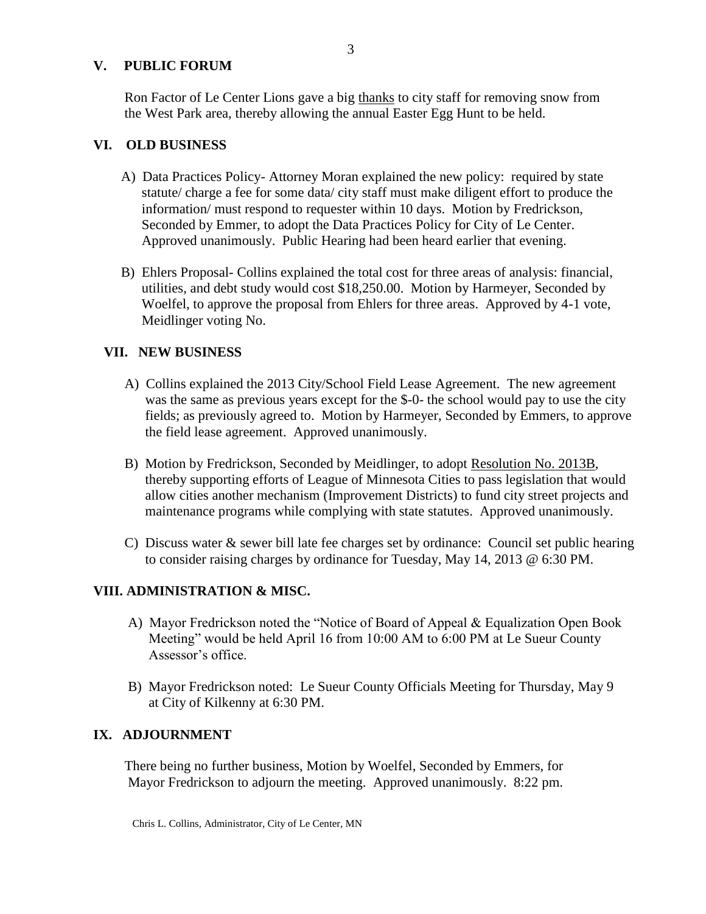## V. PUBLIC FORUM

Ron Factor of Le Center Lions gave a big <u>thanks</u> to city staff for removing snow from the West Park area, thereby allowing the annual Easter Egg Hunt to be held.

## VI. OLD BUSINESS

A) Data Practices Policy- Attorney Moran explained the new policy: required by state statute/ charge a fee for some data/ city staff must make diligent effort to produce the information/ must respond to requester within 10 days. Motion by Fredrickson, Seconded by Emmer, to adopt the Data Practices Policy for City of Le Center. Approved unanimously. Public Hearing had been heard earlier that evening.

B) Ehlers Proposal- Collins explained the total cost for three areas of analysis: financial, utilities, and debt study would cost $18,250.00. Motion by Harmeyer, Seconded by Woelfel, to approve the proposal from Ehlers for three areas. Approved by 4-1 vote, Meidlinger voting No.

## VII. NEW BUSINESS

A) Collins explained the 2013 City/School Field Lease Agreement. The new agreement was the same as previous years except for the $-0- the school would pay to use the city fields; as previously agreed to. Motion by Harmeyer, Seconded by Emmers, to approve the field lease agreement. Approved unanimously.

B) Motion by Fredrickson, Seconded by Meidlinger, to adopt <u>Resolution No. 2013B</u>, thereby supporting efforts of League of Minnesota Cities to pass legislation that would allow cities another mechanism (Improvement Districts) to fund city street projects and maintenance programs while complying with state statutes. Approved unanimously.

C) Discuss water & sewer bill late fee charges set by ordinance: Council set public hearing to consider raising charges by ordinance for Tuesday, May 14, 2013 @ 6:30 PM.

## VIII. ADMINISTRATION & MISC.

A) Mayor Fredrickson noted the "Notice of Board of Appeal & Equalization Open Book Meeting" would be held April 16 from 10:00 AM to 6:00 PM at Le Sueur County Assessor's office.

B) Mayor Fredrickson noted: Le Sueur County Officials Meeting for Thursday, May 9 at City of Kilkenny at 6:30 PM.

## IX. ADJOURNMENT

There being no further business, Motion by Woelfel, Seconded by Emmers, for Mayor Fredrickson to adjourn the meeting. Approved unanimously. 8:22 pm.

Chris L. Collins, Administrator, City of Le Center, MN